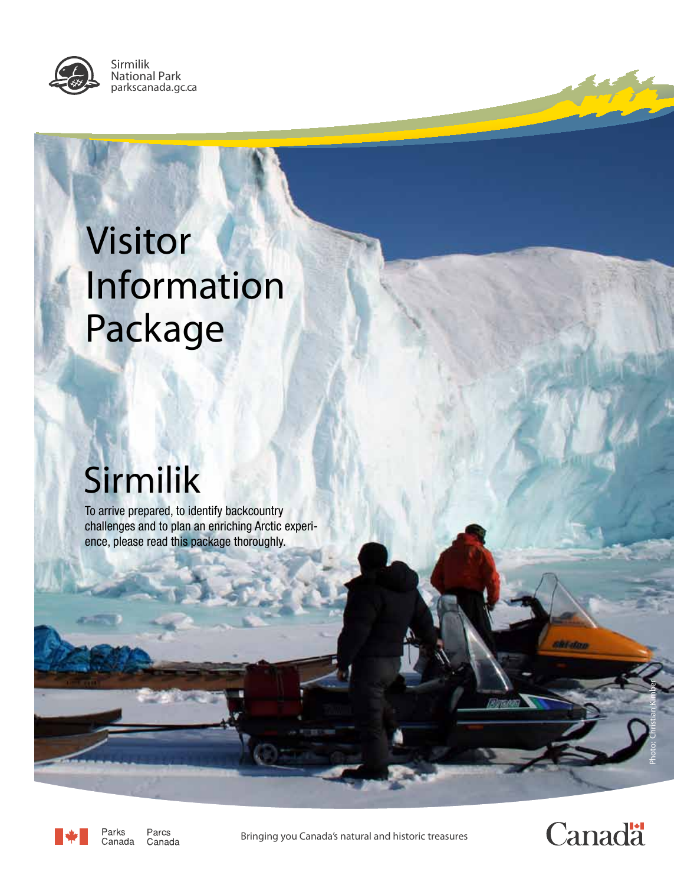Sirmilik
National Park
parkscanada.gc.ca

# Visitor Information Package

## Sirmilik

To arrive prepared, to identify backcountry challenges and to plan an enriching Arctic experience, please read this package thoroughly.

Photo: Christian Kimber

Parks Canada Parcs Canada

Bringing you Canada's natural and historic treasures

Canada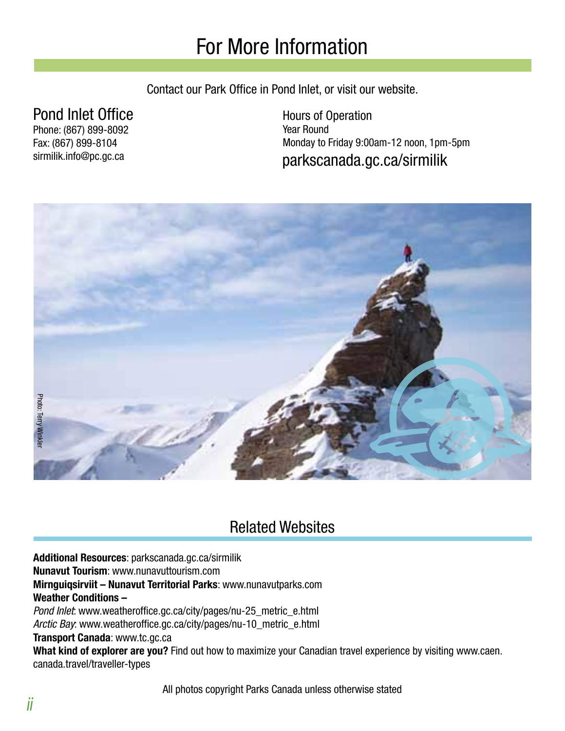# For More Information

Contact our Park Office in Pond Inlet, or visit our website.

## Pond Inlet Office

Phone: (867) 899-8092
Fax: (867) 899-8104
sirmilik.info@pc.gc.ca

## Hours of Operation

Year Round
Monday to Friday 9:00am-12 noon, 1pm-5pm

parkscanada.gc.ca/sirmilik

Photo: Terry Winkler

# Related Websites

**Additional Resources**: parkscanada.gc.ca/sirmilik
**Nunavut Tourism**: www.nunavuttourism.com
**Mirnguiqsirviit – Nunavut Territorial Parks**: www.nunavutparks.com
**Weather Conditions –**
*Pond Inlet*: www.weatheroffice.gc.ca/city/pages/nu-25_metric_e.html
*Arctic Bay*: www.weatheroffice.gc.ca/city/pages/nu-10_metric_e.html
**Transport Canada**: www.tc.gc.ca
**What kind of explorer are you?** Find out how to maximize your Canadian travel experience by visiting www.caen.canada.travel/traveller-types

All photos copyright Parks Canada unless otherwise stated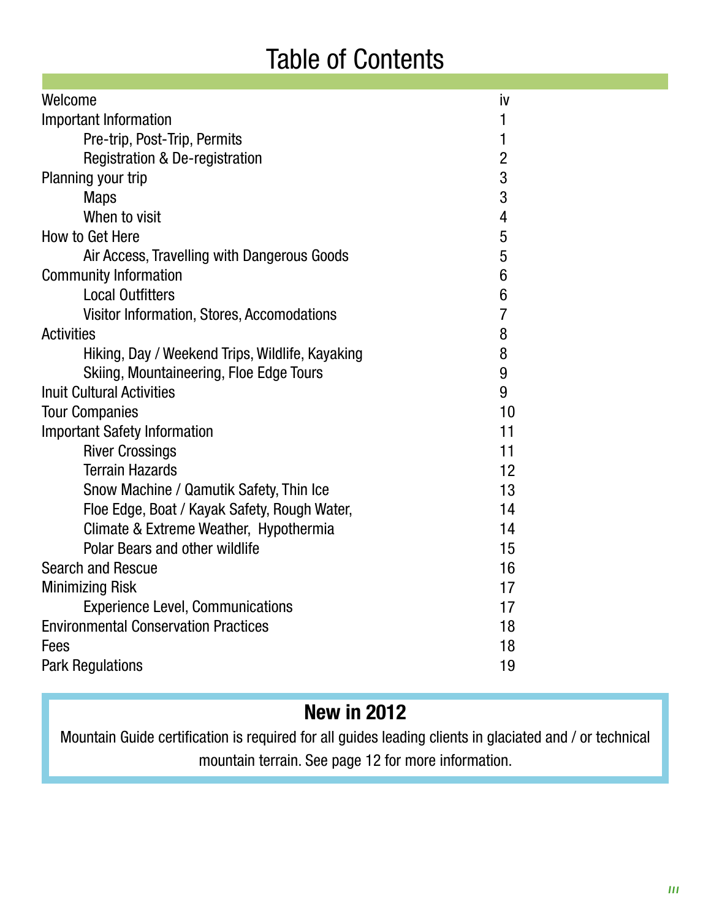# Table of Contents

| | |
|---|---|
| Welcome | iv |
| Important Information | 1 |
| Pre-trip, Post-Trip, Permits | 1 |
| Registration & De-registration | 2 |
| Planning your trip | 3 |
| Maps | 3 |
| When to visit | 4 |
| How to Get Here | 5 |
| Air Access, Travelling with Dangerous Goods | 5 |
| Community Information | 6 |
| Local Outfitters | 6 |
| Visitor Information, Stores, Accomodations | 7 |
| Activities | 8 |
| Hiking, Day / Weekend Trips, Wildlife, Kayaking | 8 |
| Skiing, Mountaineering, Floe Edge Tours | 9 |
| Inuit Cultural Activities | 9 |
| Tour Companies | 10 |
| Important Safety Information | 11 |
| River Crossings | 11 |
| Terrain Hazards | 12 |
| Snow Machine / Qamutik Safety, Thin Ice | 13 |
| Floe Edge, Boat / Kayak Safety, Rough Water, | 14 |
| Climate & Extreme Weather, Hypothermia | 14 |
| Polar Bears and other wildlife | 15 |
| Search and Rescue | 16 |
| Minimizing Risk | 17 |
| Experience Level, Communications | 17 |
| Environmental Conservation Practices | 18 |
| Fees | 18 |
| Park Regulations | 19 |

## New in 2012

Mountain Guide certification is required for all guides leading clients in glaciated and / or technical mountain terrain. See page 12 for more information.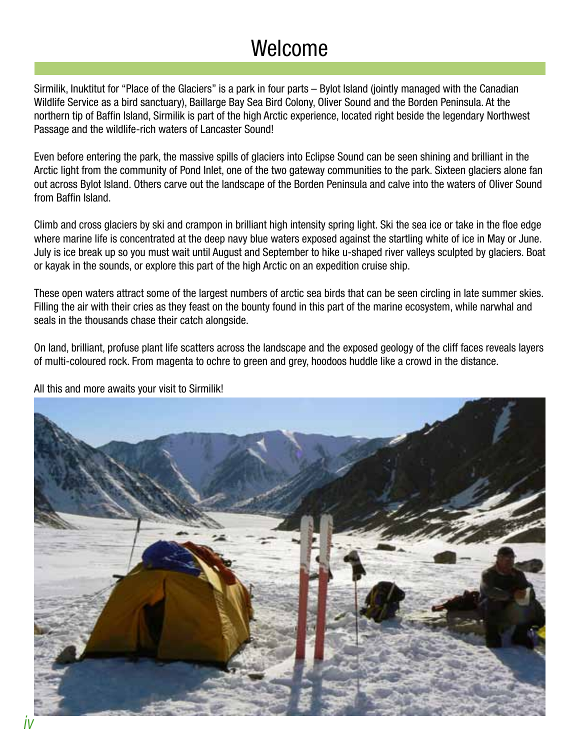# Welcome

Sirmilik, Inuktitut for "Place of the Glaciers" is a park in four parts – Bylot Island (jointly managed with the Canadian Wildlife Service as a bird sanctuary), Baillarge Bay Sea Bird Colony, Oliver Sound and the Borden Peninsula. At the northern tip of Baffin Island, Sirmilik is part of the high Arctic experience, located right beside the legendary Northwest Passage and the wildlife-rich waters of Lancaster Sound!

Even before entering the park, the massive spills of glaciers into Eclipse Sound can be seen shining and brilliant in the Arctic light from the community of Pond Inlet, one of the two gateway communities to the park. Sixteen glaciers alone fan out across Bylot Island. Others carve out the landscape of the Borden Peninsula and calve into the waters of Oliver Sound from Baffin Island.

Climb and cross glaciers by ski and crampon in brilliant high intensity spring light. Ski the sea ice or take in the floe edge where marine life is concentrated at the deep navy blue waters exposed against the startling white of ice in May or June. July is ice break up so you must wait until August and September to hike u-shaped river valleys sculpted by glaciers. Boat or kayak in the sounds, or explore this part of the high Arctic on an expedition cruise ship.

These open waters attract some of the largest numbers of arctic sea birds that can be seen circling in late summer skies. Filling the air with their cries as they feast on the bounty found in this part of the marine ecosystem, while narwhal and seals in the thousands chase their catch alongside.

On land, brilliant, profuse plant life scatters across the landscape and the exposed geology of the cliff faces reveals layers of multi-coloured rock. From magenta to ochre to green and grey, hoodoos huddle like a crowd in the distance.

All this and more awaits your visit to Sirmilik!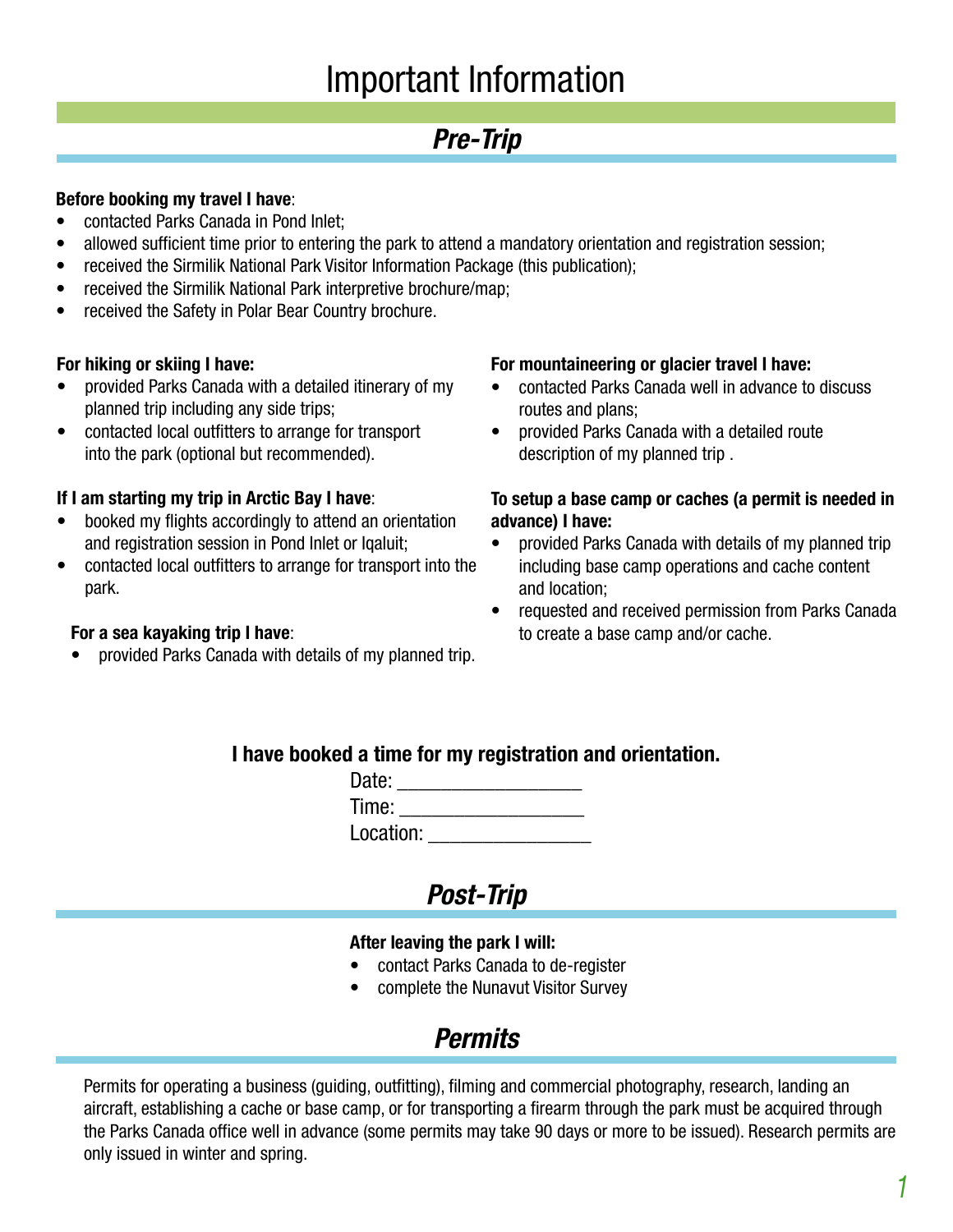# Important Information

## *Pre-Trip*

**Before booking my travel I have**:

- contacted Parks Canada in Pond Inlet;
- allowed sufficient time prior to entering the park to attend a mandatory orientation and registration session;
- received the Sirmilik National Park Visitor Information Package (this publication);
- received the Sirmilik National Park interpretive brochure/map;
- received the Safety in Polar Bear Country brochure.

**For hiking or skiing I have:**

- provided Parks Canada with a detailed itinerary of my planned trip including any side trips;
- contacted local outfitters to arrange for transport into the park (optional but recommended).

**If I am starting my trip in Arctic Bay I have**:

- booked my flights accordingly to attend an orientation and registration session in Pond Inlet or Iqaluit;
- contacted local outfitters to arrange for transport into the park.

**For a sea kayaking trip I have**:

- provided Parks Canada with details of my planned trip.

**For mountaineering or glacier travel I have:**

- contacted Parks Canada well in advance to discuss routes and plans;
- provided Parks Canada with a detailed route description of my planned trip .

**To setup a base camp or caches (a permit is needed in advance) I have:**

- provided Parks Canada with details of my planned trip including base camp operations and cache content and location;
- requested and received permission from Parks Canada to create a base camp and/or cache.

**I have booked a time for my registration and orientation.**

Date: _________________

Time: _________________

Location: _______________

## *Post-Trip*

**After leaving the park I will:**

- contact Parks Canada to de-register
- complete the Nunavut Visitor Survey

## *Permits*

Permits for operating a business (guiding, outfitting), filming and commercial photography, research, landing an aircraft, establishing a cache or base camp, or for transporting a firearm through the park must be acquired through the Parks Canada office well in advance (some permits may take 90 days or more to be issued). Research permits are only issued in winter and spring.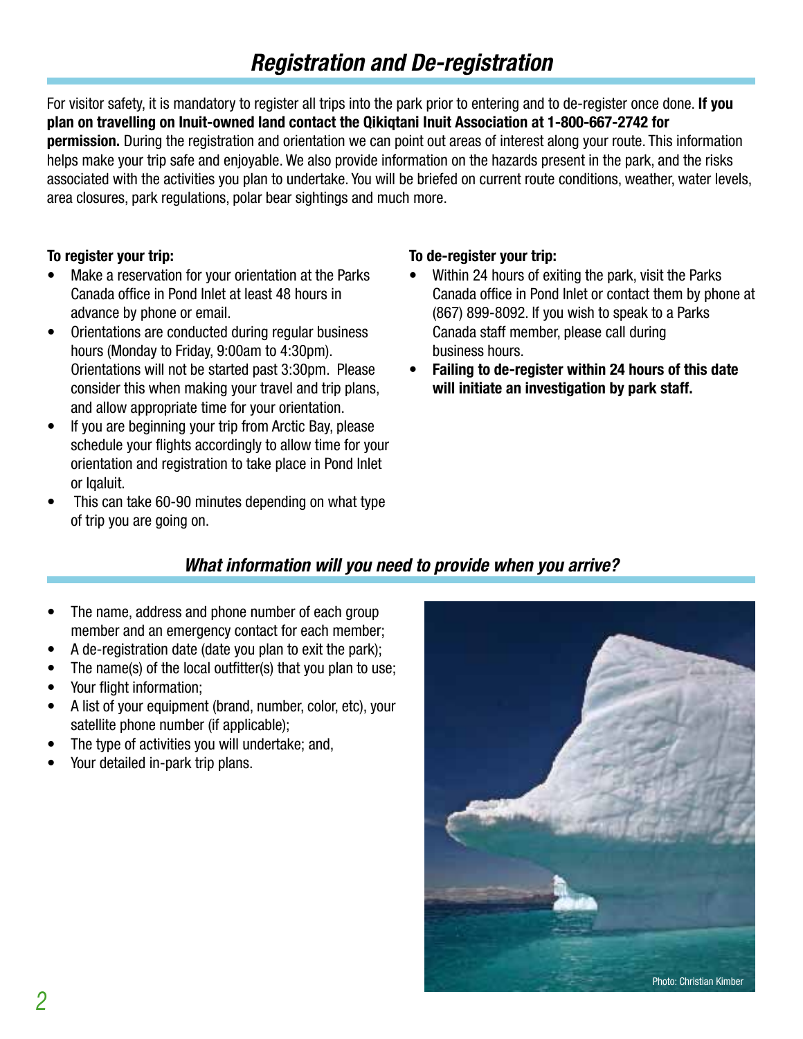## *Registration and De-registration*

For visitor safety, it is mandatory to register all trips into the park prior to entering and to de-register once done. **If you plan on travelling on Inuit-owned land contact the Qikiqtani Inuit Association at 1-800-667-2742 for permission.** During the registration and orientation we can point out areas of interest along your route. This information helps make your trip safe and enjoyable. We also provide information on the hazards present in the park, and the risks associated with the activities you plan to undertake. You will be briefed on current route conditions, weather, water levels, area closures, park regulations, polar bear sightings and much more.

**To register your trip:**

- Make a reservation for your orientation at the Parks Canada office in Pond Inlet at least 48 hours in advance by phone or email.
- Orientations are conducted during regular business hours (Monday to Friday, 9:00am to 4:30pm). Orientations will not be started past 3:30pm. Please consider this when making your travel and trip plans, and allow appropriate time for your orientation.
- If you are beginning your trip from Arctic Bay, please schedule your flights accordingly to allow time for your orientation and registration to take place in Pond Inlet or Iqaluit.
- This can take 60-90 minutes depending on what type of trip you are going on.

**To de-register your trip:**

- Within 24 hours of exiting the park, visit the Parks Canada office in Pond Inlet or contact them by phone at (867) 899-8092. If you wish to speak to a Parks Canada staff member, please call during business hours.
- **Failing to de-register within 24 hours of this date will initiate an investigation by park staff.**

## *What information will you need to provide when you arrive?*

- The name, address and phone number of each group member and an emergency contact for each member;
- A de-registration date (date you plan to exit the park);
- The name(s) of the local outfitter(s) that you plan to use;
- Your flight information;
- A list of your equipment (brand, number, color, etc), your satellite phone number (if applicable);
- The type of activities you will undertake; and,
- Your detailed in-park trip plans.

Photo: Christian Kimber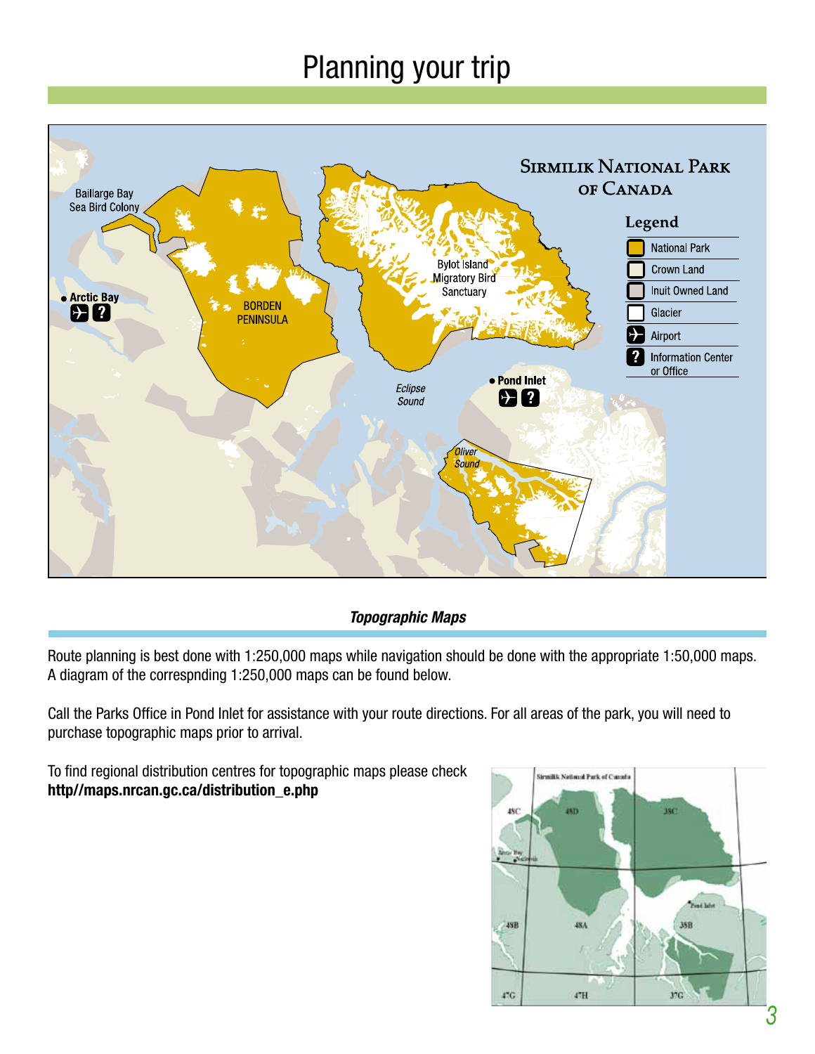# Planning your trip

## Topographic Maps

Route planning is best done with 1:250,000 maps while navigation should be done with the appropriate 1:50,000 maps. A diagram of the correspnding 1:250,000 maps can be found below.

Call the Parks Office in Pond Inlet for assistance with your route directions. For all areas of the park, you will need to purchase topographic maps prior to arrival.

To find regional distribution centres for topographic maps please check **http//maps.nrcan.gc.ca/distribution_e.php**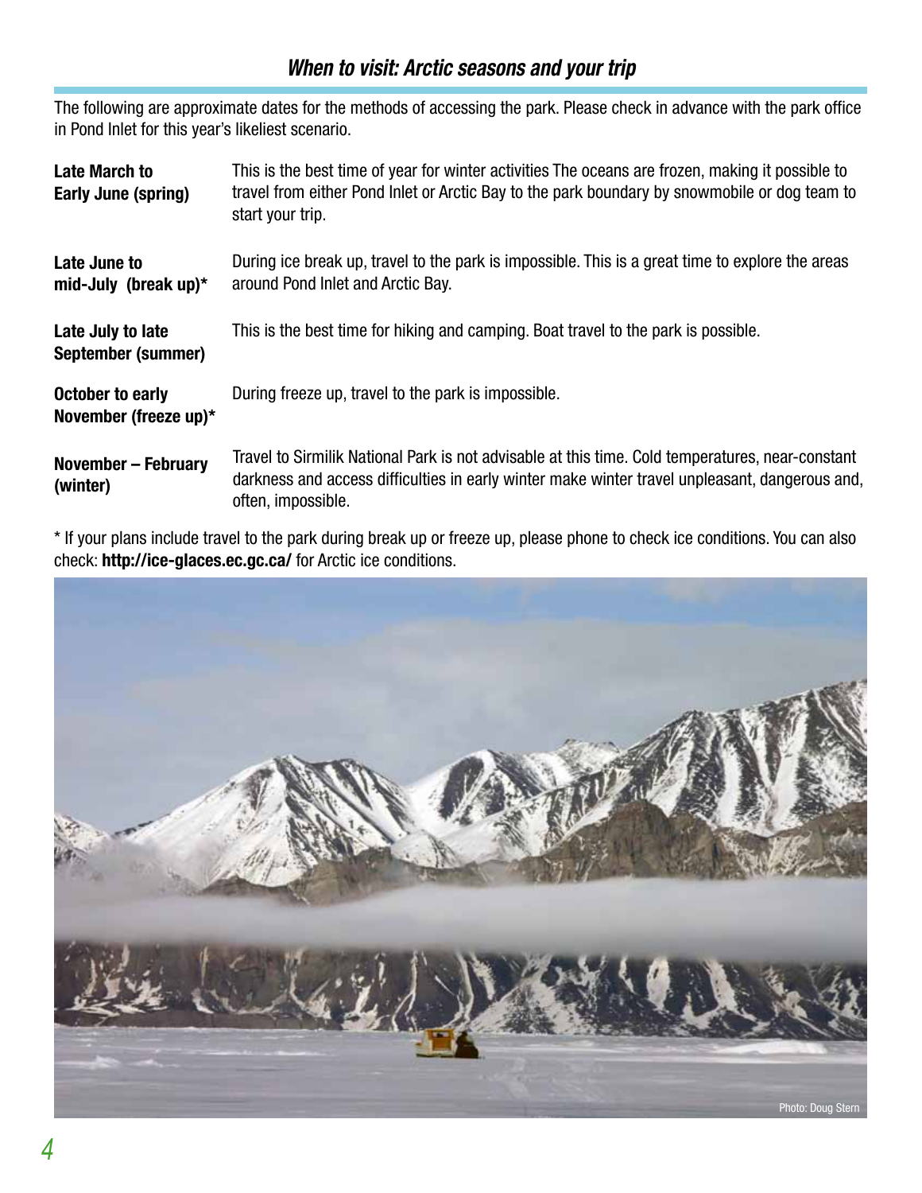## *When to visit: Arctic seasons and your trip*

The following are approximate dates for the methods of accessing the park. Please check in advance with the park office in Pond Inlet for this year's likeliest scenario.

| | |
|---|---|
| **Late March to Early June (spring)** | This is the best time of year for winter activities The oceans are frozen, making it possible to travel from either Pond Inlet or Arctic Bay to the park boundary by snowmobile or dog team to start your trip. |
| **Late June to mid-July (break up)*** | During ice break up, travel to the park is impossible. This is a great time to explore the areas around Pond Inlet and Arctic Bay. |
| **Late July to late September (summer)** | This is the best time for hiking and camping. Boat travel to the park is possible. |
| **October to early November (freeze up)*** | During freeze up, travel to the park is impossible. |
| **November – February (winter)** | Travel to Sirmilik National Park is not advisable at this time. Cold temperatures, near-constant darkness and access difficulties in early winter make winter travel unpleasant, dangerous and, often, impossible. |

* If your plans include travel to the park during break up or freeze up, please phone to check ice conditions. You can also check: **http://ice-glaces.ec.gc.ca/** for Arctic ice conditions.

Photo: Doug Stern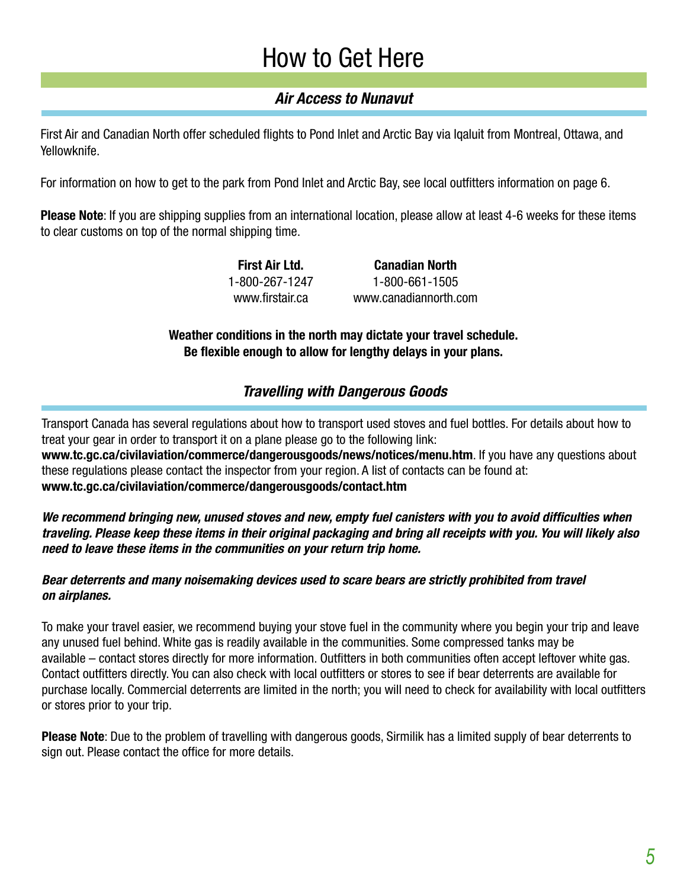# How to Get Here

## *Air Access to Nunavut*

First Air and Canadian North offer scheduled flights to Pond Inlet and Arctic Bay via Iqaluit from Montreal, Ottawa, and Yellowknife.

For information on how to get to the park from Pond Inlet and Arctic Bay, see local outfitters information on page 6.

**Please Note**: If you are shipping supplies from an international location, please allow at least 4-6 weeks for these items to clear customs on top of the normal shipping time.

| **First Air Ltd.** | **Canadian North** |
| --- | --- |
| 1-800-267-1247 | 1-800-661-1505 |
| www.firstair.ca | www.canadiannorth.com |

**Weather conditions in the north may dictate your travel schedule. Be flexible enough to allow for lengthy delays in your plans.**

## *Travelling with Dangerous Goods*

Transport Canada has several regulations about how to transport used stoves and fuel bottles. For details about how to treat your gear in order to transport it on a plane please go to the following link: **www.tc.gc.ca/civilaviation/commerce/dangerousgoods/news/notices/menu.htm**. If you have any questions about these regulations please contact the inspector from your region. A list of contacts can be found at: **www.tc.gc.ca/civilaviation/commerce/dangerousgoods/contact.htm**

***We recommend bringing new, unused stoves and new, empty fuel canisters with you to avoid difficulties when traveling. Please keep these items in their original packaging and bring all receipts with you. You will likely also need to leave these items in the communities on your return trip home.***

***Bear deterrents and many noisemaking devices used to scare bears are strictly prohibited from travel on airplanes.***

To make your travel easier, we recommend buying your stove fuel in the community where you begin your trip and leave any unused fuel behind. White gas is readily available in the communities. Some compressed tanks may be available – contact stores directly for more information. Outfitters in both communities often accept leftover white gas. Contact outfitters directly. You can also check with local outfitters or stores to see if bear deterrents are available for purchase locally. Commercial deterrents are limited in the north; you will need to check for availability with local outfitters or stores prior to your trip.

**Please Note**: Due to the problem of travelling with dangerous goods, Sirmilik has a limited supply of bear deterrents to sign out. Please contact the office for more details.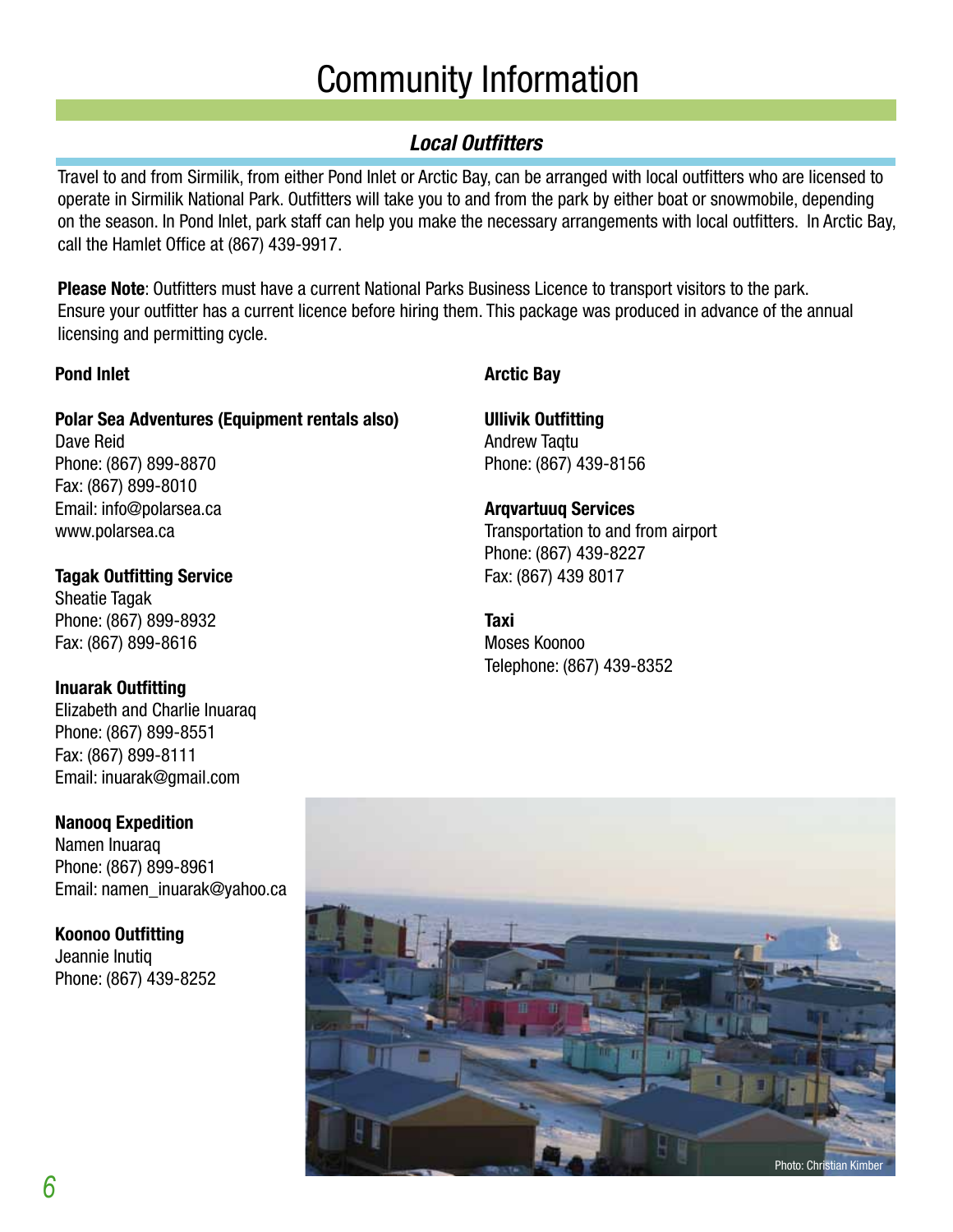# Community Information

## *Local Outfitters*

Travel to and from Sirmilik, from either Pond Inlet or Arctic Bay, can be arranged with local outfitters who are licensed to operate in Sirmilik National Park. Outfitters will take you to and from the park by either boat or snowmobile, depending on the season. In Pond Inlet, park staff can help you make the necessary arrangements with local outfitters. In Arctic Bay, call the Hamlet Office at (867) 439-9917.

**Please Note**: Outfitters must have a current National Parks Business Licence to transport visitors to the park. Ensure your outfitter has a current licence before hiring them. This package was produced in advance of the annual licensing and permitting cycle.

**Pond Inlet**

**Polar Sea Adventures (Equipment rentals also)**
Dave Reid
Phone: (867) 899-8870
Fax: (867) 899-8010
Email: info@polarsea.ca
www.polarsea.ca

**Tagak Outfitting Service**
Sheatie Tagak
Phone: (867) 899-8932
Fax: (867) 899-8616

**Inuarak Outfitting**
Elizabeth and Charlie Inuaraq
Phone: (867) 899-8551
Fax: (867) 899-8111
Email: inuarak@gmail.com

**Nanooq Expedition**
Namen Inuaraq
Phone: (867) 899-8961
Email: namen_inuarak@yahoo.ca

**Koonoo Outfitting**
Jeannie Inutiq
Phone: (867) 439-8252

**Arctic Bay**

**Ullivik Outfitting**
Andrew Taqtu
Phone: (867) 439-8156

**Arqvartuuq Services**
Transportation to and from airport
Phone: (867) 439-8227
Fax: (867) 439 8017

**Taxi**
Moses Koonoo
Telephone: (867) 439-8352

Photo: Christian Kimber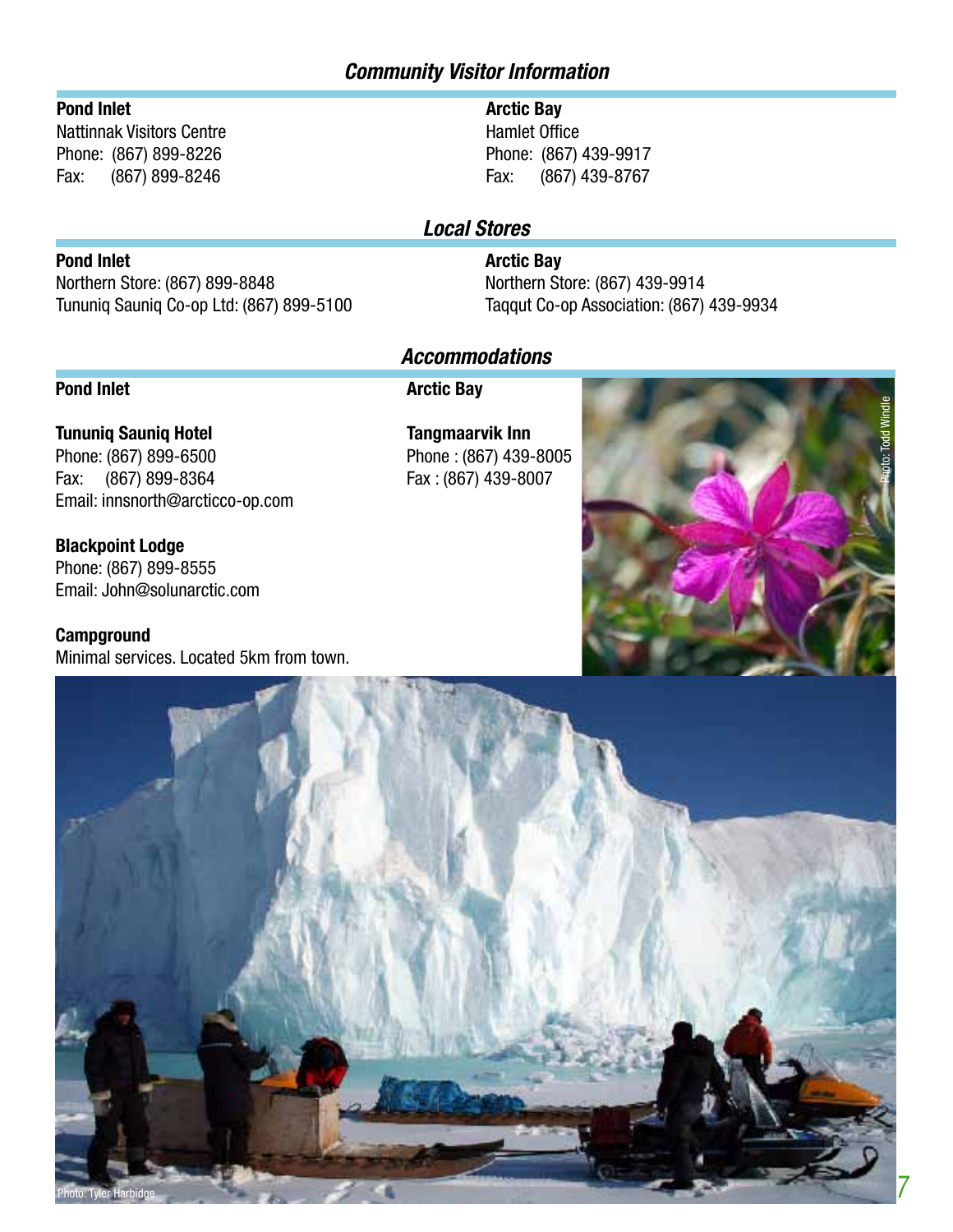## Community Visitor Information

**Pond Inlet**
Nattinnak Visitors Centre
Phone: (867) 899-8226
Fax: (867) 899-8246

**Arctic Bay**
Hamlet Office
Phone: (867) 439-9917
Fax: (867) 439-8767

## Local Stores

**Pond Inlet**
Northern Store: (867) 899-8848
Tununiq Sauniq Co-op Ltd: (867) 899-5100

**Arctic Bay**
Northern Store: (867) 439-9914
Taqqut Co-op Association: (867) 439-9934

## Accommodations

**Pond Inlet**

**Tununiq Sauniq Hotel**
Phone: (867) 899-6500
Fax: (867) 899-8364
Email: innsnorth@arcticco-op.com

**Blackpoint Lodge**
Phone: (867) 899-8555
Email: John@solunarctic.com

**Campground**
Minimal services. Located 5km from town.

**Arctic Bay**

**Tangmaarvik Inn**
Phone : (867) 439-8005
Fax : (867) 439-8007

Photo: Todd Windle

Photo: Tyler Harbidge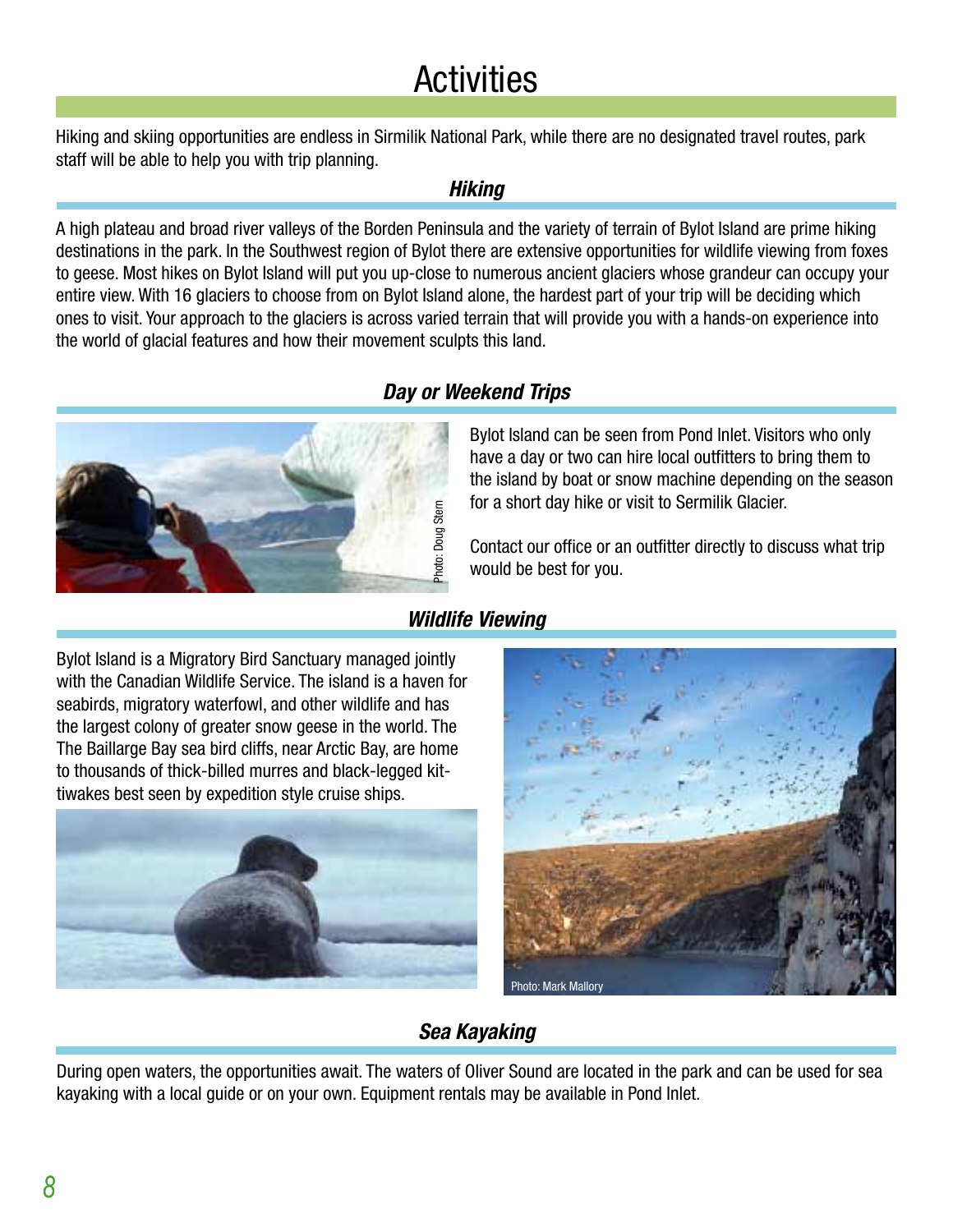# Activities

Hiking and skiing opportunities are endless in Sirmilik National Park, while there are no designated travel routes, park staff will be able to help you with trip planning.

## *Hiking*

A high plateau and broad river valleys of the Borden Peninsula and the variety of terrain of Bylot Island are prime hiking destinations in the park. In the Southwest region of Bylot there are extensive opportunities for wildlife viewing from foxes to geese. Most hikes on Bylot Island will put you up-close to numerous ancient glaciers whose grandeur can occupy your entire view. With 16 glaciers to choose from on Bylot Island alone, the hardest part of your trip will be deciding which ones to visit. Your approach to the glaciers is across varied terrain that will provide you with a hands-on experience into the world of glacial features and how their movement sculpts this land.

## *Day or Weekend Trips*

Photo: Doug Stern

Bylot Island can be seen from Pond Inlet. Visitors who only have a day or two can hire local outfitters to bring them to the island by boat or snow machine depending on the season for a short day hike or visit to Sermilik Glacier.

Contact our office or an outfitter directly to discuss what trip would be best for you.

## *Wildlife Viewing*

Bylot Island is a Migratory Bird Sanctuary managed jointly with the Canadian Wildlife Service. The island is a haven for seabirds, migratory waterfowl, and other wildlife and has the largest colony of greater snow geese in the world. The The Baillarge Bay sea bird cliffs, near Arctic Bay, are home to thousands of thick-billed murres and black-legged kittiwakes best seen by expedition style cruise ships.

Photo: Mark Mallory

## *Sea Kayaking*

During open waters, the opportunities await. The waters of Oliver Sound are located in the park and can be used for sea kayaking with a local guide or on your own. Equipment rentals may be available in Pond Inlet.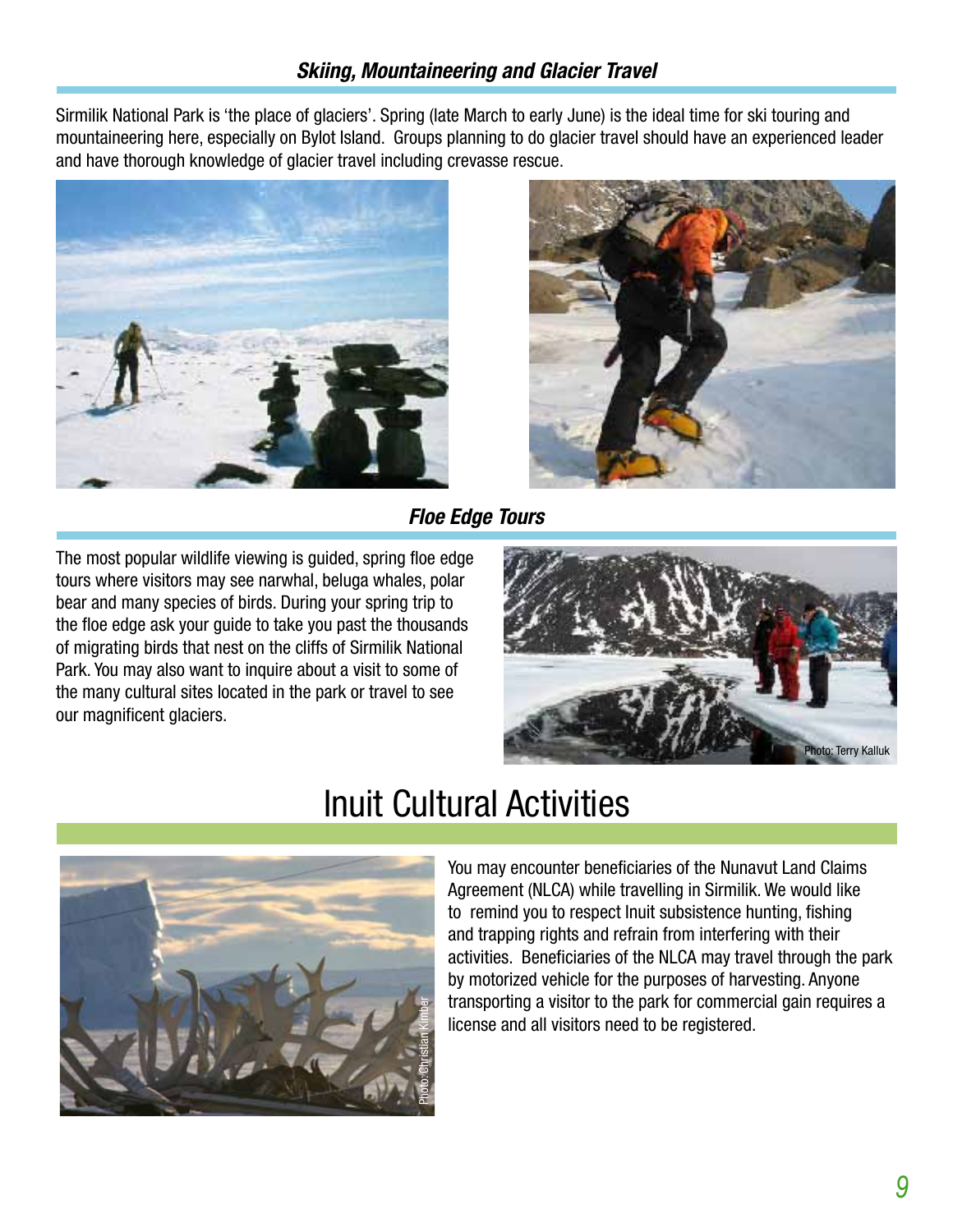### *Skiing, Mountaineering and Glacier Travel*

Sirmilik National Park is 'the place of glaciers'. Spring (late March to early June) is the ideal time for ski touring and mountaineering here, especially on Bylot Island. Groups planning to do glacier travel should have an experienced leader and have thorough knowledge of glacier travel including crevasse rescue.

### *Floe Edge Tours*

The most popular wildlife viewing is guided, spring floe edge tours where visitors may see narwhal, beluga whales, polar bear and many species of birds. During your spring trip to the floe edge ask your guide to take you past the thousands of migrating birds that nest on the cliffs of Sirmilik National Park. You may also want to inquire about a visit to some of the many cultural sites located in the park or travel to see our magnificent glaciers.

Photo: Terry Kalluk

# Inuit Cultural Activities

Photo: Christian Kimber

You may encounter beneficiaries of the Nunavut Land Claims Agreement (NLCA) while travelling in Sirmilik. We would like to remind you to respect Inuit subsistence hunting, fishing and trapping rights and refrain from interfering with their activities. Beneficiaries of the NLCA may travel through the park by motorized vehicle for the purposes of harvesting. Anyone transporting a visitor to the park for commercial gain requires a license and all visitors need to be registered.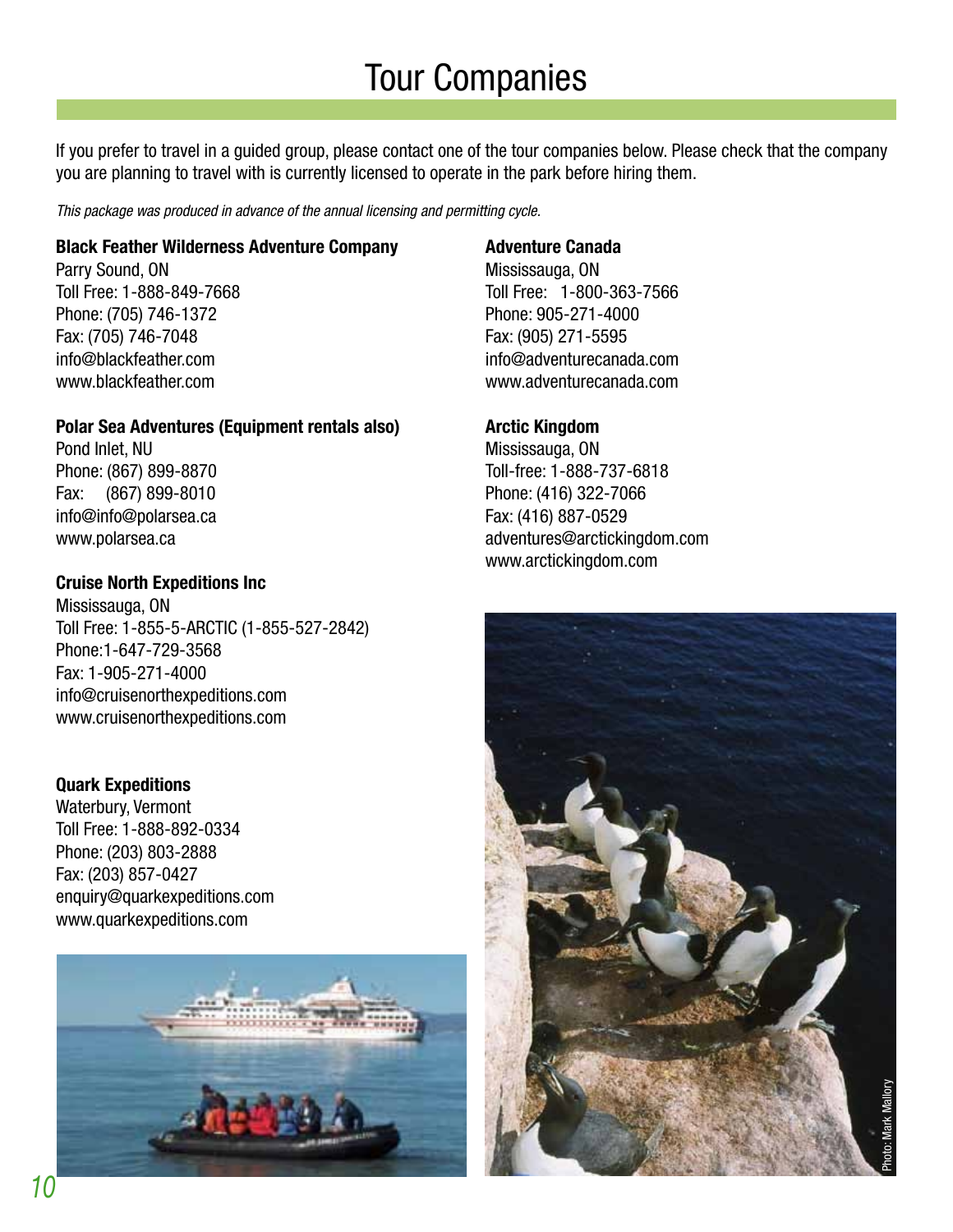# Tour Companies

If you prefer to travel in a guided group, please contact one of the tour companies below. Please check that the company you are planning to travel with is currently licensed to operate in the park before hiring them.

*This package was produced in advance of the annual licensing and permitting cycle.*

**Black Feather Wilderness Adventure Company**
Parry Sound, ON
Toll Free: 1-888-849-7668
Phone: (705) 746-1372
Fax: (705) 746-7048
info@blackfeather.com
www.blackfeather.com

**Polar Sea Adventures (Equipment rentals also)**
Pond Inlet, NU
Phone: (867) 899-8870
Fax: (867) 899-8010
info@info@polarsea.ca
www.polarsea.ca

**Cruise North Expeditions Inc**
Mississauga, ON
Toll Free: 1-855-5-ARCTIC (1-855-527-2842)
Phone:1-647-729-3568
Fax: 1-905-271-4000
info@cruisenorthexpeditions.com
www.cruisenorthexpeditions.com

**Quark Expeditions**
Waterbury, Vermont
Toll Free: 1-888-892-0334
Phone: (203) 803-2888
Fax: (203) 857-0427
enquiry@quarkexpeditions.com
www.quarkexpeditions.com

**Adventure Canada**
Mississauga, ON
Toll Free: 1-800-363-7566
Phone: 905-271-4000
Fax: (905) 271-5595
info@adventurecanada.com
www.adventurecanada.com

**Arctic Kingdom**
Mississauga, ON
Toll-free: 1-888-737-6818
Phone: (416) 322-7066
Fax: (416) 887-0529
adventures@arctickingdom.com
www.arctickingdom.com

Photo: Mark Mallory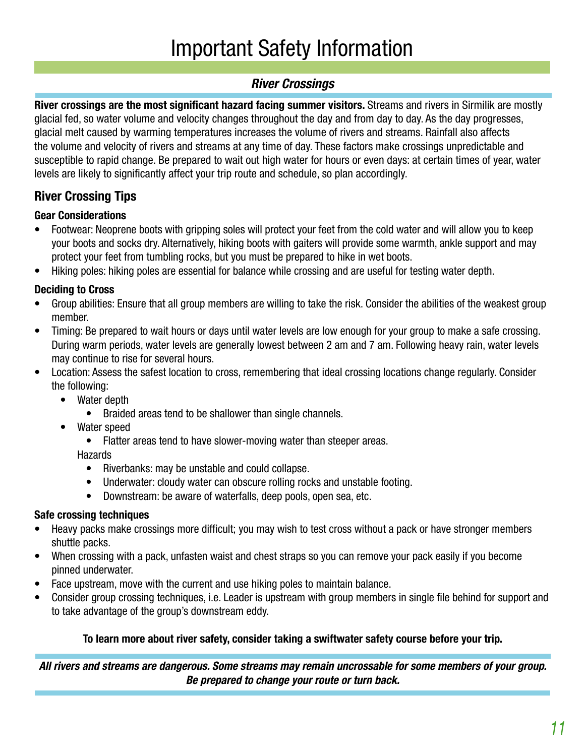# Important Safety Information

## *River Crossings*

**River crossings are the most significant hazard facing summer visitors.** Streams and rivers in Sirmilik are mostly glacial fed, so water volume and velocity changes throughout the day and from day to day. As the day progresses, glacial melt caused by warming temperatures increases the volume of rivers and streams. Rainfall also affects the volume and velocity of rivers and streams at any time of day. These factors make crossings unpredictable and susceptible to rapid change. Be prepared to wait out high water for hours or even days: at certain times of year, water levels are likely to significantly affect your trip route and schedule, so plan accordingly.

### River Crossing Tips

#### Gear Considerations

- Footwear: Neoprene boots with gripping soles will protect your feet from the cold water and will allow you to keep your boots and socks dry. Alternatively, hiking boots with gaiters will provide some warmth, ankle support and may protect your feet from tumbling rocks, but you must be prepared to hike in wet boots.
- Hiking poles: hiking poles are essential for balance while crossing and are useful for testing water depth.

#### Deciding to Cross

- Group abilities: Ensure that all group members are willing to take the risk. Consider the abilities of the weakest group member.
- Timing: Be prepared to wait hours or days until water levels are low enough for your group to make a safe crossing. During warm periods, water levels are generally lowest between 2 am and 7 am. Following heavy rain, water levels may continue to rise for several hours.
- Location: Assess the safest location to cross, remembering that ideal crossing locations change regularly. Consider the following:
  - Water depth
    - Braided areas tend to be shallower than single channels.
  - Water speed
    - Flatter areas tend to have slower-moving water than steeper areas.
  - Hazards
    - Riverbanks: may be unstable and could collapse.
    - Underwater: cloudy water can obscure rolling rocks and unstable footing.
    - Downstream: be aware of waterfalls, deep pools, open sea, etc.

#### Safe crossing techniques

- Heavy packs make crossings more difficult; you may wish to test cross without a pack or have stronger members shuttle packs.
- When crossing with a pack, unfasten waist and chest straps so you can remove your pack easily if you become pinned underwater.
- Face upstream, move with the current and use hiking poles to maintain balance.
- Consider group crossing techniques, i.e. Leader is upstream with group members in single file behind for support and to take advantage of the group's downstream eddy.

**To learn more about river safety, consider taking a swiftwater safety course before your trip.**

***All rivers and streams are dangerous. Some streams may remain uncrossable for some members of your group. Be prepared to change your route or turn back.***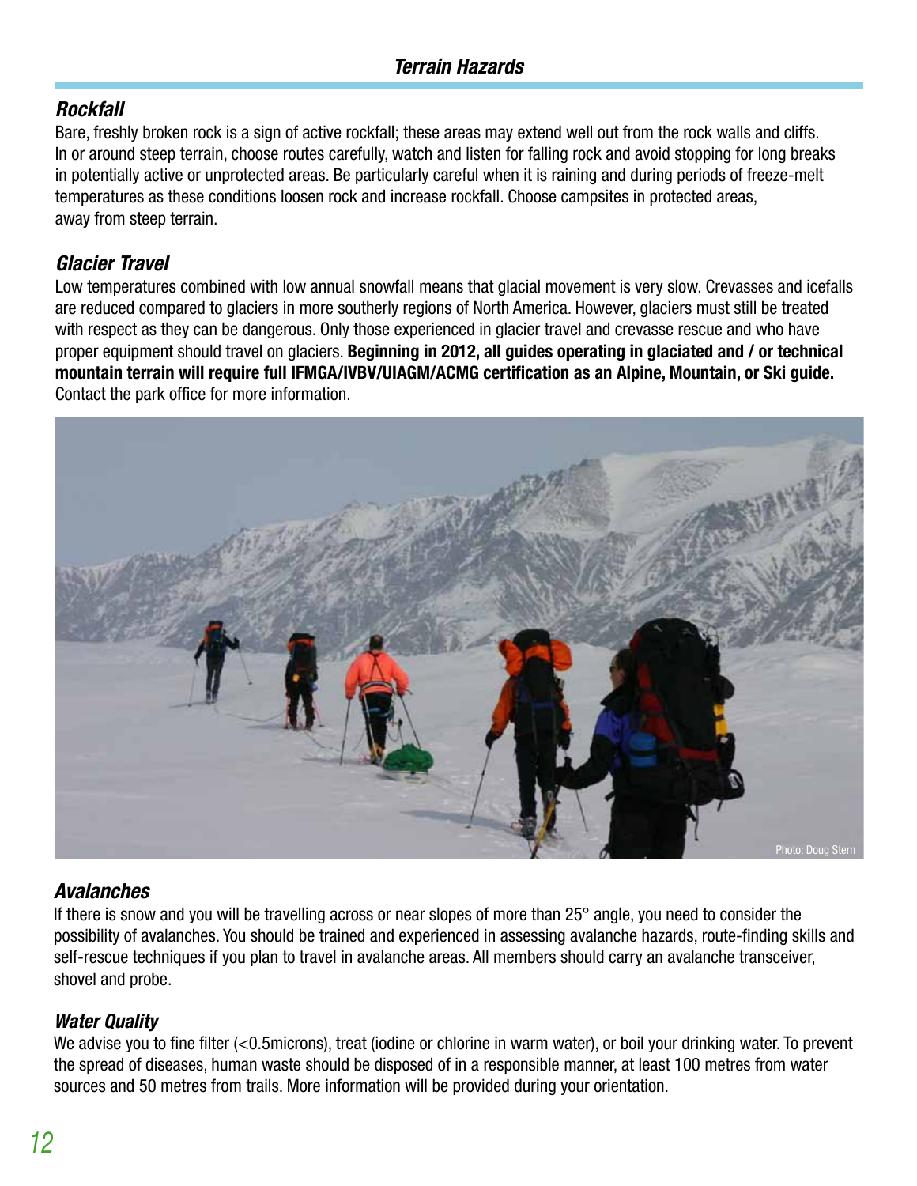## Terrain Hazards

### Rockfall

Bare, freshly broken rock is a sign of active rockfall; these areas may extend well out from the rock walls and cliffs. In or around steep terrain, choose routes carefully, watch and listen for falling rock and avoid stopping for long breaks in potentially active or unprotected areas. Be particularly careful when it is raining and during periods of freeze-melt temperatures as these conditions loosen rock and increase rockfall. Choose campsites in protected areas, away from steep terrain.

### Glacier Travel

Low temperatures combined with low annual snowfall means that glacial movement is very slow. Crevasses and icefalls are reduced compared to glaciers in more southerly regions of North America. However, glaciers must still be treated with respect as they can be dangerous. Only those experienced in glacier travel and crevasse rescue and who have proper equipment should travel on glaciers. **Beginning in 2012, all guides operating in glaciated and / or technical mountain terrain will require full IFMGA/IVBV/UIAGM/ACMG certification as an Alpine, Mountain, or Ski guide.** Contact the park office for more information.

Photo: Doug Stern

### Avalanches

If there is snow and you will be travelling across or near slopes of more than 25° angle, you need to consider the possibility of avalanches. You should be trained and experienced in assessing avalanche hazards, route-finding skills and self-rescue techniques if you plan to travel in avalanche areas. All members should carry an avalanche transceiver, shovel and probe.

### Water Quality

We advise you to fine filter (<0.5microns), treat (iodine or chlorine in warm water), or boil your drinking water. To prevent the spread of diseases, human waste should be disposed of in a responsible manner, at least 100 metres from water sources and 50 metres from trails. More information will be provided during your orientation.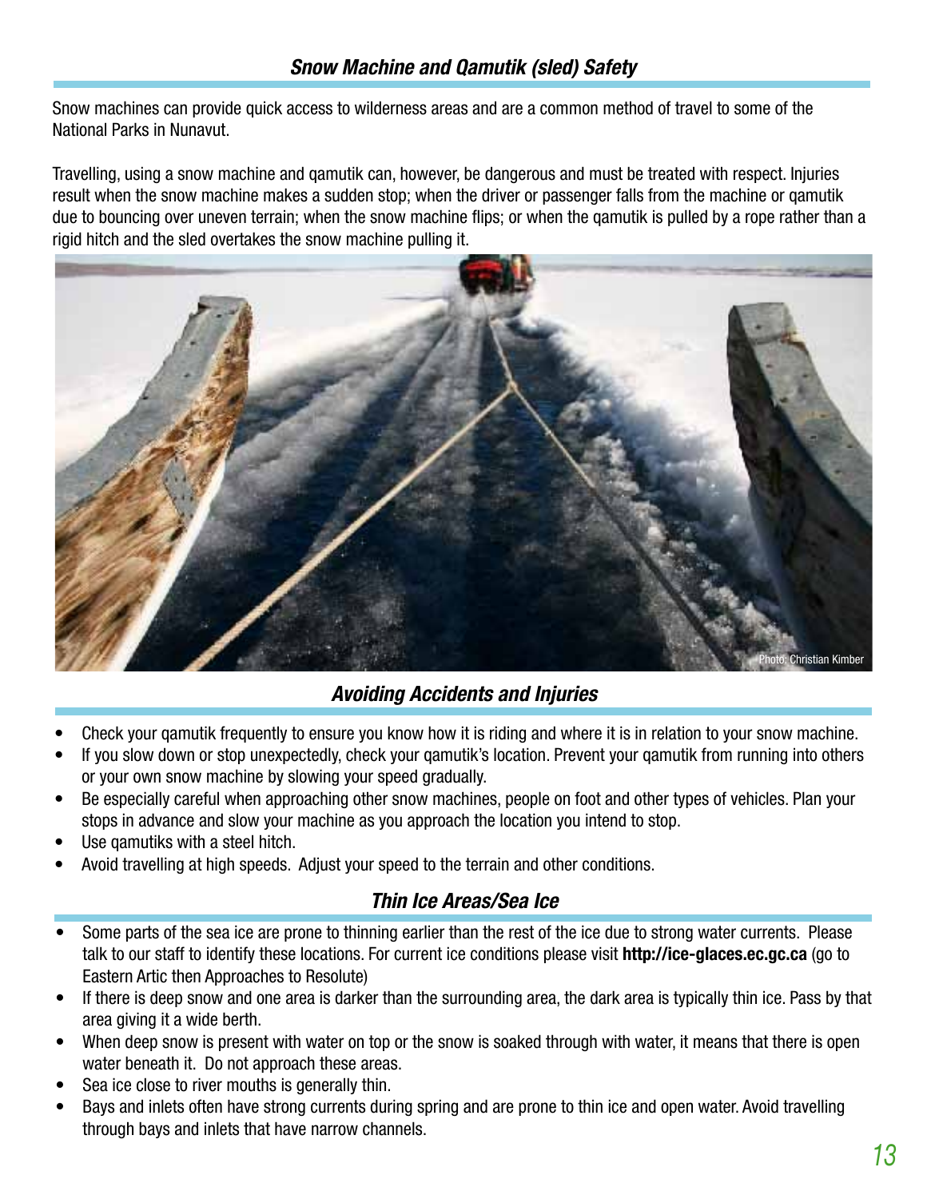## *Snow Machine and Qamutik (sled) Safety*

Snow machines can provide quick access to wilderness areas and are a common method of travel to some of the National Parks in Nunavut.

Travelling, using a snow machine and qamutik can, however, be dangerous and must be treated with respect. Injuries result when the snow machine makes a sudden stop; when the driver or passenger falls from the machine or qamutik due to bouncing over uneven terrain; when the snow machine flips; or when the qamutik is pulled by a rope rather than a rigid hitch and the sled overtakes the snow machine pulling it.

Photo: Christian Kimber

## *Avoiding Accidents and Injuries*

- Check your qamutik frequently to ensure you know how it is riding and where it is in relation to your snow machine.
- If you slow down or stop unexpectedly, check your qamutik's location. Prevent your qamutik from running into others or your own snow machine by slowing your speed gradually.
- Be especially careful when approaching other snow machines, people on foot and other types of vehicles. Plan your stops in advance and slow your machine as you approach the location you intend to stop.
- Use qamutiks with a steel hitch.
- Avoid travelling at high speeds. Adjust your speed to the terrain and other conditions.

## *Thin Ice Areas/Sea Ice*

- Some parts of the sea ice are prone to thinning earlier than the rest of the ice due to strong water currents. Please talk to our staff to identify these locations. For current ice conditions please visit **http://ice-glaces.ec.gc.ca** (go to Eastern Artic then Approaches to Resolute)
- If there is deep snow and one area is darker than the surrounding area, the dark area is typically thin ice. Pass by that area giving it a wide berth.
- When deep snow is present with water on top or the snow is soaked through with water, it means that there is open water beneath it. Do not approach these areas.
- Sea ice close to river mouths is generally thin.
- Bays and inlets often have strong currents during spring and are prone to thin ice and open water. Avoid travelling through bays and inlets that have narrow channels.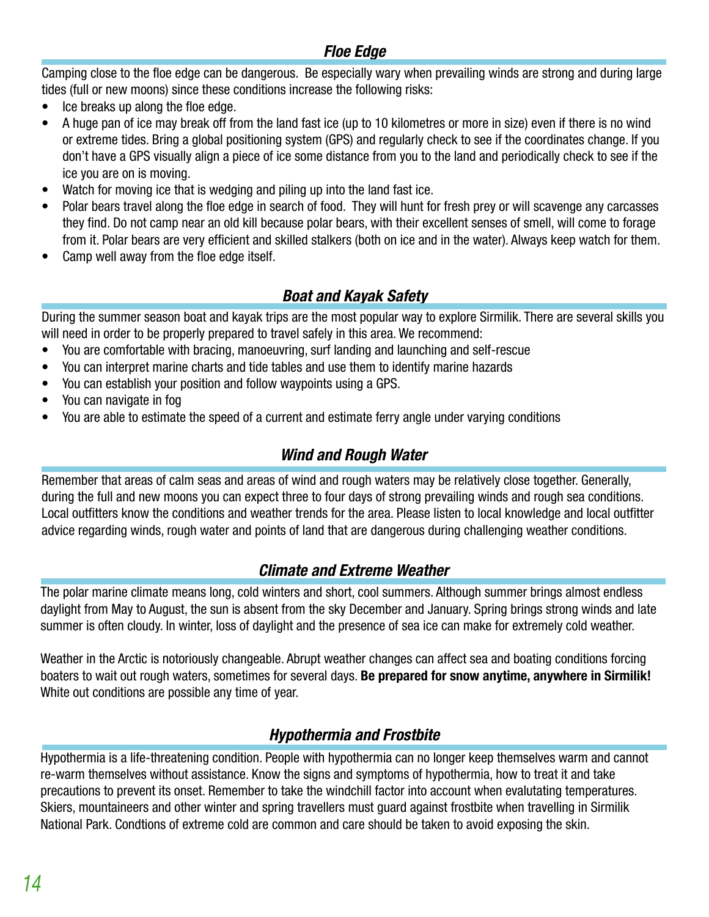### *Floe Edge*

Camping close to the floe edge can be dangerous. Be especially wary when prevailing winds are strong and during large tides (full or new moons) since these conditions increase the following risks:

- Ice breaks up along the floe edge.
- A huge pan of ice may break off from the land fast ice (up to 10 kilometres or more in size) even if there is no wind or extreme tides. Bring a global positioning system (GPS) and regularly check to see if the coordinates change. If you don't have a GPS visually align a piece of ice some distance from you to the land and periodically check to see if the ice you are on is moving.
- Watch for moving ice that is wedging and piling up into the land fast ice.
- Polar bears travel along the floe edge in search of food. They will hunt for fresh prey or will scavenge any carcasses they find. Do not camp near an old kill because polar bears, with their excellent senses of smell, will come to forage from it. Polar bears are very efficient and skilled stalkers (both on ice and in the water). Always keep watch for them.
- Camp well away from the floe edge itself.

### *Boat and Kayak Safety*

During the summer season boat and kayak trips are the most popular way to explore Sirmilik. There are several skills you will need in order to be properly prepared to travel safely in this area. We recommend:

- You are comfortable with bracing, manoeuvring, surf landing and launching and self-rescue
- You can interpret marine charts and tide tables and use them to identify marine hazards
- You can establish your position and follow waypoints using a GPS.
- You can navigate in fog
- You are able to estimate the speed of a current and estimate ferry angle under varying conditions

### *Wind and Rough Water*

Remember that areas of calm seas and areas of wind and rough waters may be relatively close together. Generally, during the full and new moons you can expect three to four days of strong prevailing winds and rough sea conditions. Local outfitters know the conditions and weather trends for the area. Please listen to local knowledge and local outfitter advice regarding winds, rough water and points of land that are dangerous during challenging weather conditions.

### *Climate and Extreme Weather*

The polar marine climate means long, cold winters and short, cool summers. Although summer brings almost endless daylight from May to August, the sun is absent from the sky December and January. Spring brings strong winds and late summer is often cloudy. In winter, loss of daylight and the presence of sea ice can make for extremely cold weather.

Weather in the Arctic is notoriously changeable. Abrupt weather changes can affect sea and boating conditions forcing boaters to wait out rough waters, sometimes for several days. **Be prepared for snow anytime, anywhere in Sirmilik!** White out conditions are possible any time of year.

### *Hypothermia and Frostbite*

Hypothermia is a life-threatening condition. People with hypothermia can no longer keep themselves warm and cannot re-warm themselves without assistance. Know the signs and symptoms of hypothermia, how to treat it and take precautions to prevent its onset. Remember to take the windchill factor into account when evalutating temperatures. Skiers, mountaineers and other winter and spring travellers must guard against frostbite when travelling in Sirmilik National Park. Condtions of extreme cold are common and care should be taken to avoid exposing the skin.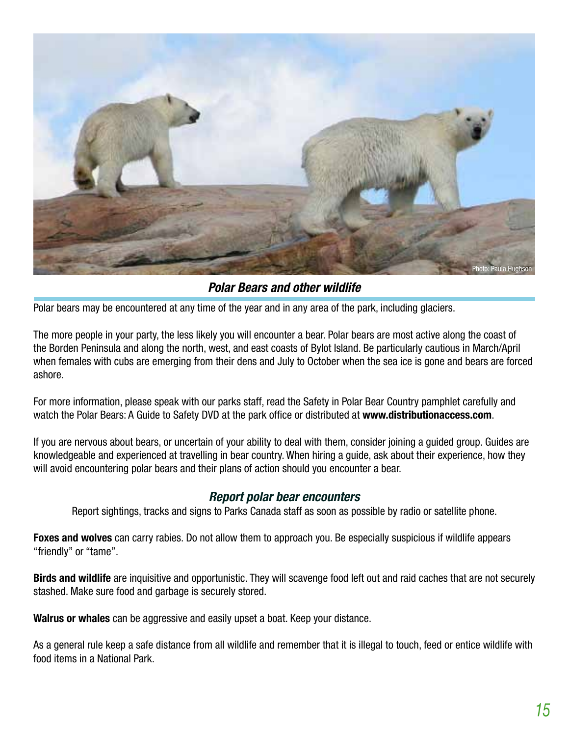Photo: Paula Hughson

## *Polar Bears and other wildlife*

Polar bears may be encountered at any time of the year and in any area of the park, including glaciers.

The more people in your party, the less likely you will encounter a bear. Polar bears are most active along the coast of the Borden Peninsula and along the north, west, and east coasts of Bylot Island. Be particularly cautious in March/April when females with cubs are emerging from their dens and July to October when the sea ice is gone and bears are forced ashore.

For more information, please speak with our parks staff, read the Safety in Polar Bear Country pamphlet carefully and watch the Polar Bears: A Guide to Safety DVD at the park office or distributed at **www.distributionaccess.com**.

If you are nervous about bears, or uncertain of your ability to deal with them, consider joining a guided group. Guides are knowledgeable and experienced at travelling in bear country. When hiring a guide, ask about their experience, how they will avoid encountering polar bears and their plans of action should you encounter a bear.

### *Report polar bear encounters*

Report sightings, tracks and signs to Parks Canada staff as soon as possible by radio or satellite phone.

**Foxes and wolves** can carry rabies. Do not allow them to approach you. Be especially suspicious if wildlife appears "friendly" or "tame".

**Birds and wildlife** are inquisitive and opportunistic. They will scavenge food left out and raid caches that are not securely stashed. Make sure food and garbage is securely stored.

**Walrus or whales** can be aggressive and easily upset a boat. Keep your distance.

As a general rule keep a safe distance from all wildlife and remember that it is illegal to touch, feed or entice wildlife with food items in a National Park.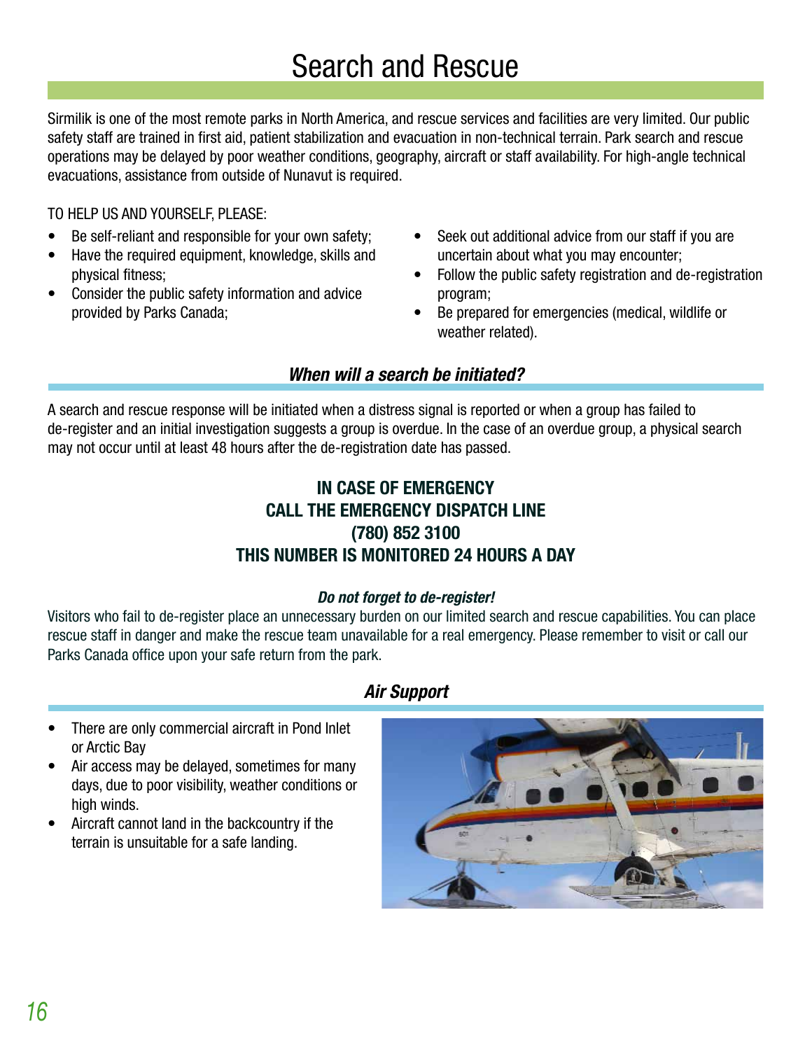# Search and Rescue

Sirmilik is one of the most remote parks in North America, and rescue services and facilities are very limited. Our public safety staff are trained in first aid, patient stabilization and evacuation in non-technical terrain. Park search and rescue operations may be delayed by poor weather conditions, geography, aircraft or staff availability. For high-angle technical evacuations, assistance from outside of Nunavut is required.

TO HELP US AND YOURSELF, PLEASE:

- Be self-reliant and responsible for your own safety;
- Have the required equipment, knowledge, skills and physical fitness;
- Consider the public safety information and advice provided by Parks Canada;
- Seek out additional advice from our staff if you are uncertain about what you may encounter;
- Follow the public safety registration and de-registration program;
- Be prepared for emergencies (medical, wildlife or weather related).

## *When will a search be initiated?*

A search and rescue response will be initiated when a distress signal is reported or when a group has failed to de-register and an initial investigation suggests a group is overdue. In the case of an overdue group, a physical search may not occur until at least 48 hours after the de-registration date has passed.

**IN CASE OF EMERGENCY**
**CALL THE EMERGENCY DISPATCH LINE**
**(780) 852 3100**
**THIS NUMBER IS MONITORED 24 HOURS A DAY**

***Do not forget to de-register!***

Visitors who fail to de-register place an unnecessary burden on our limited search and rescue capabilities. You can place rescue staff in danger and make the rescue team unavailable for a real emergency. Please remember to visit or call our Parks Canada office upon your safe return from the park.

## *Air Support*

- There are only commercial aircraft in Pond Inlet or Arctic Bay
- Air access may be delayed, sometimes for many days, due to poor visibility, weather conditions or high winds.
- Aircraft cannot land in the backcountry if the terrain is unsuitable for a safe landing.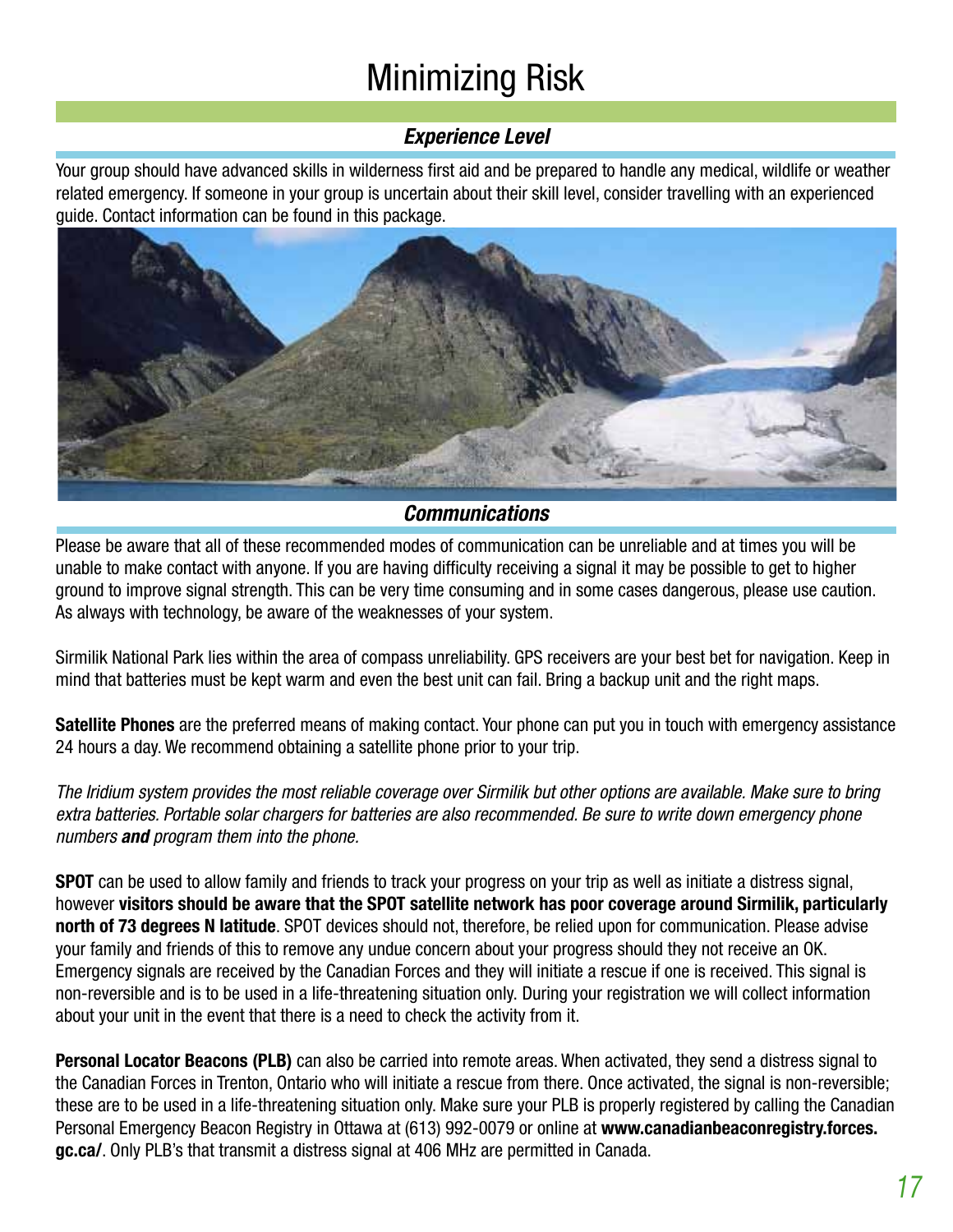# Minimizing Risk

### *Experience Level*

Your group should have advanced skills in wilderness first aid and be prepared to handle any medical, wildlife or weather related emergency. If someone in your group is uncertain about their skill level, consider travelling with an experienced guide. Contact information can be found in this package.

### *Communications*

Please be aware that all of these recommended modes of communication can be unreliable and at times you will be unable to make contact with anyone. If you are having difficulty receiving a signal it may be possible to get to higher ground to improve signal strength. This can be very time consuming and in some cases dangerous, please use caution. As always with technology, be aware of the weaknesses of your system.

Sirmilik National Park lies within the area of compass unreliability. GPS receivers are your best bet for navigation. Keep in mind that batteries must be kept warm and even the best unit can fail. Bring a backup unit and the right maps.

**Satellite Phones** are the preferred means of making contact. Your phone can put you in touch with emergency assistance 24 hours a day. We recommend obtaining a satellite phone prior to your trip.

*The Iridium system provides the most reliable coverage over Sirmilik but other options are available. Make sure to bring extra batteries. Portable solar chargers for batteries are also recommended. Be sure to write down emergency phone numbers **and** program them into the phone.*

**SPOT** can be used to allow family and friends to track your progress on your trip as well as initiate a distress signal, however **visitors should be aware that the SPOT satellite network has poor coverage around Sirmilik, particularly north of 73 degrees N latitude**. SPOT devices should not, therefore, be relied upon for communication. Please advise your family and friends of this to remove any undue concern about your progress should they not receive an OK. Emergency signals are received by the Canadian Forces and they will initiate a rescue if one is received. This signal is non-reversible and is to be used in a life-threatening situation only. During your registration we will collect information about your unit in the event that there is a need to check the activity from it.

**Personal Locator Beacons (PLB)** can also be carried into remote areas. When activated, they send a distress signal to the Canadian Forces in Trenton, Ontario who will initiate a rescue from there. Once activated, the signal is non-reversible; these are to be used in a life-threatening situation only. Make sure your PLB is properly registered by calling the Canadian Personal Emergency Beacon Registry in Ottawa at (613) 992-0079 or online at **www.canadianbeaconregistry.forces.gc.ca/**. Only PLB's that transmit a distress signal at 406 MHz are permitted in Canada.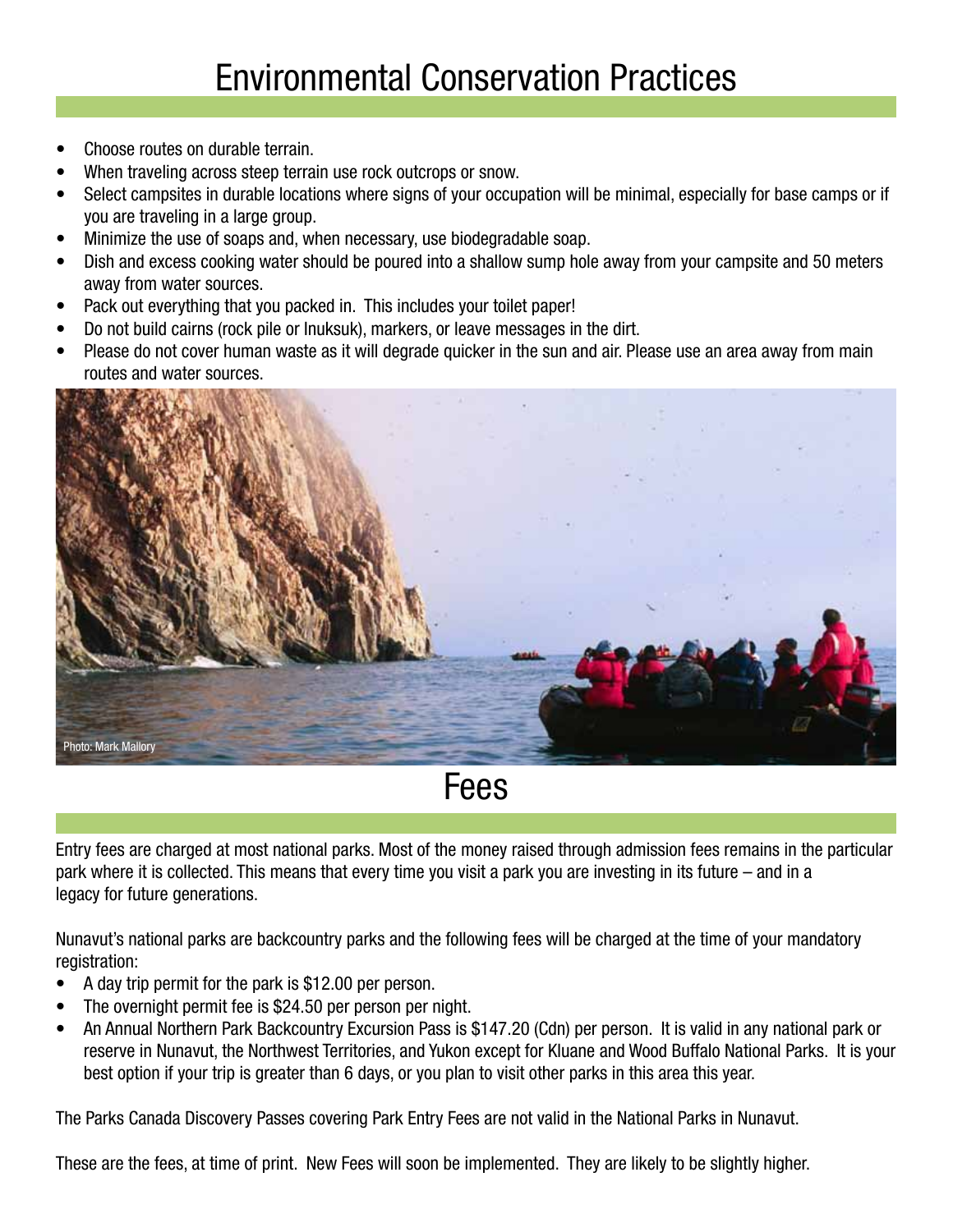# Environmental Conservation Practices

- Choose routes on durable terrain.
- When traveling across steep terrain use rock outcrops or snow.
- Select campsites in durable locations where signs of your occupation will be minimal, especially for base camps or if you are traveling in a large group.
- Minimize the use of soaps and, when necessary, use biodegradable soap.
- Dish and excess cooking water should be poured into a shallow sump hole away from your campsite and 50 meters away from water sources.
- Pack out everything that you packed in. This includes your toilet paper!
- Do not build cairns (rock pile or Inuksuk), markers, or leave messages in the dirt.
- Please do not cover human waste as it will degrade quicker in the sun and air. Please use an area away from main routes and water sources.

Photo: Mark Mallory

# Fees

Entry fees are charged at most national parks. Most of the money raised through admission fees remains in the particular park where it is collected. This means that every time you visit a park you are investing in its future – and in a legacy for future generations.

Nunavut's national parks are backcountry parks and the following fees will be charged at the time of your mandatory registration:

- A day trip permit for the park is $12.00 per person.
- The overnight permit fee is $24.50 per person per night.
- An Annual Northern Park Backcountry Excursion Pass is $147.20 (Cdn) per person. It is valid in any national park or reserve in Nunavut, the Northwest Territories, and Yukon except for Kluane and Wood Buffalo National Parks. It is your best option if your trip is greater than 6 days, or you plan to visit other parks in this area this year.

The Parks Canada Discovery Passes covering Park Entry Fees are not valid in the National Parks in Nunavut.

These are the fees, at time of print. New Fees will soon be implemented. They are likely to be slightly higher.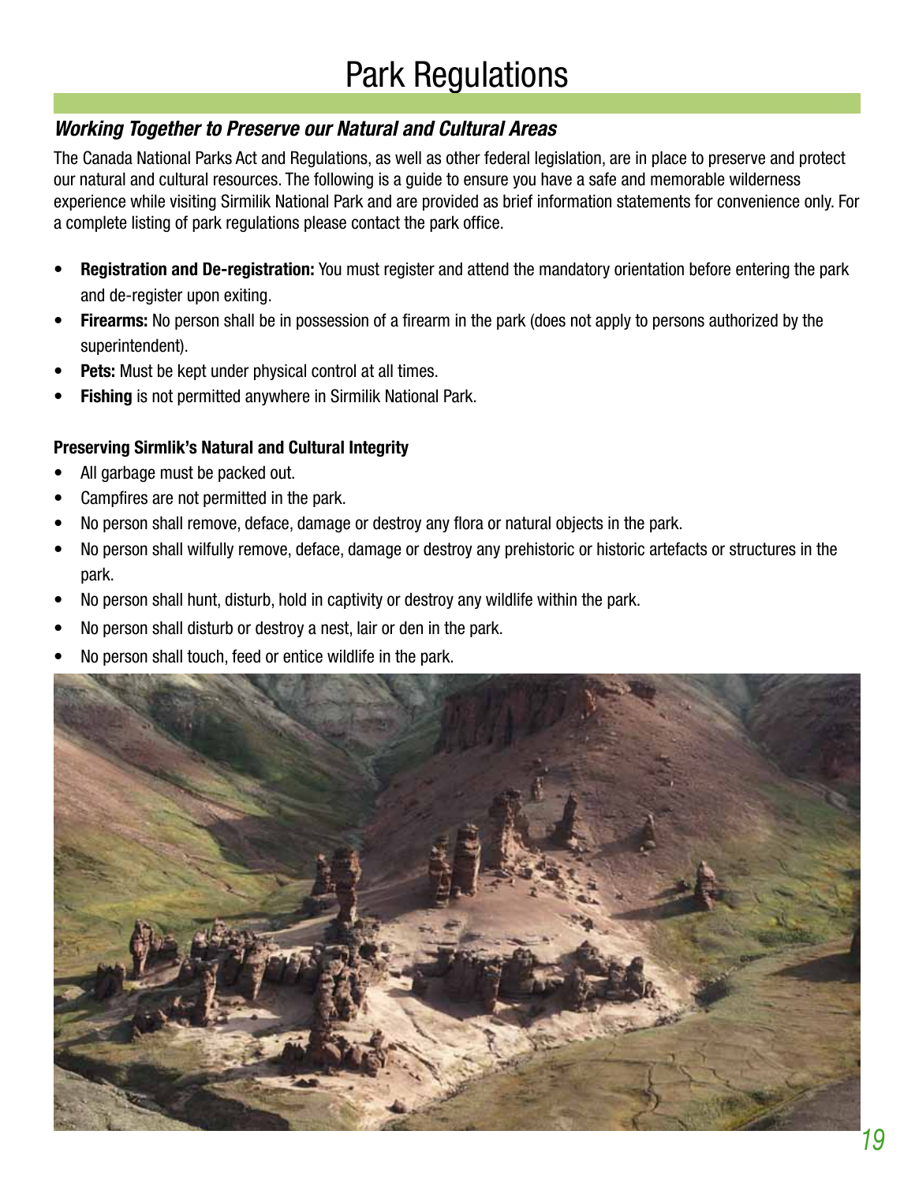# Park Regulations

## *Working Together to Preserve our Natural and Cultural Areas*

The Canada National Parks Act and Regulations, as well as other federal legislation, are in place to preserve and protect our natural and cultural resources. The following is a guide to ensure you have a safe and memorable wilderness experience while visiting Sirmilik National Park and are provided as brief information statements for convenience only. For a complete listing of park regulations please contact the park office.

- **Registration and De-registration:** You must register and attend the mandatory orientation before entering the park and de-register upon exiting.
- **Firearms:** No person shall be in possession of a firearm in the park (does not apply to persons authorized by the superintendent).
- **Pets:** Must be kept under physical control at all times.
- **Fishing** is not permitted anywhere in Sirmilik National Park.

### Preserving Sirmlik's Natural and Cultural Integrity

- All garbage must be packed out.
- Campfires are not permitted in the park.
- No person shall remove, deface, damage or destroy any flora or natural objects in the park.
- No person shall wilfully remove, deface, damage or destroy any prehistoric or historic artefacts or structures in the park.
- No person shall hunt, disturb, hold in captivity or destroy any wildlife within the park.
- No person shall disturb or destroy a nest, lair or den in the park.
- No person shall touch, feed or entice wildlife in the park.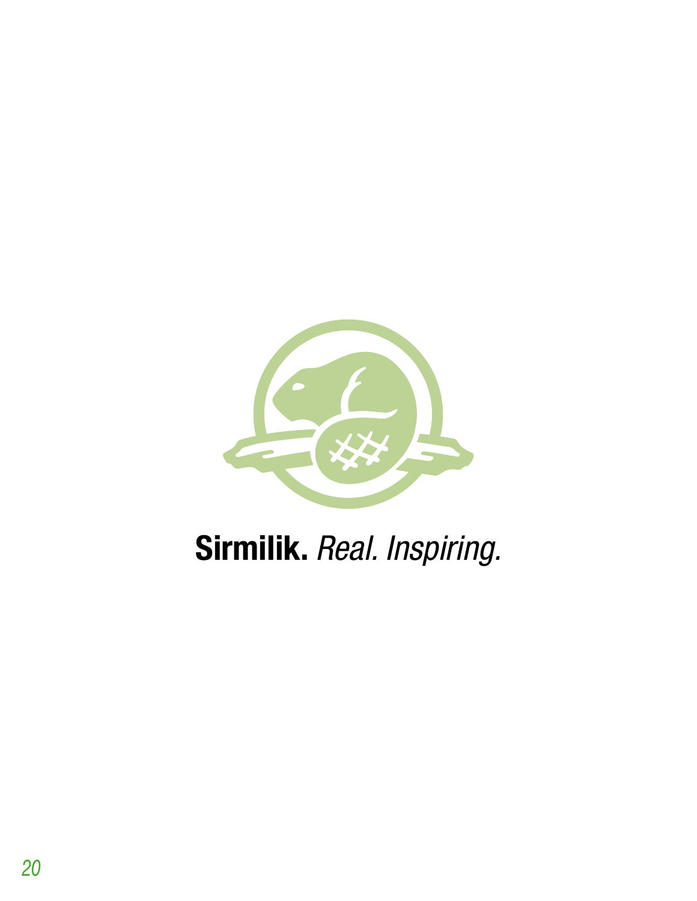**Sirmilik.** *Real. Inspiring.*